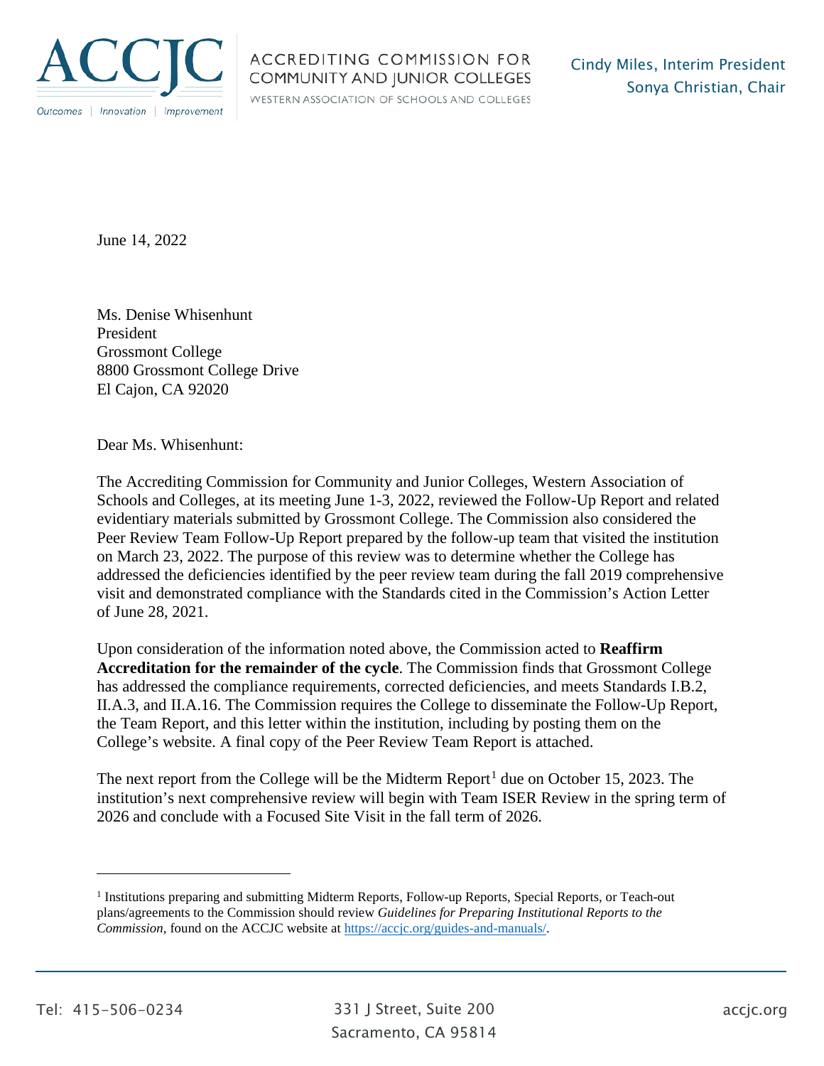ACCJC

Outcomes | Innovation | Improvement

ACCREDITING COMMISSION FOR COMMUNITY AND JUNIOR COLLEGES

WESTERN ASSOCIATION OF SCHOOLS AND COLLEGES

Cindy Miles, Interim President
Sonya Christian, Chair

June 14, 2022

Ms. Denise Whisenhunt
President
Grossmont College
8800 Grossmont College Drive
El Cajon, CA 92020

Dear Ms. Whisenhunt:

The Accrediting Commission for Community and Junior Colleges, Western Association of Schools and Colleges, at its meeting June 1-3, 2022, reviewed the Follow-Up Report and related evidentiary materials submitted by Grossmont College. The Commission also considered the Peer Review Team Follow-Up Report prepared by the follow-up team that visited the institution on March 23, 2022. The purpose of this review was to determine whether the College has addressed the deficiencies identified by the peer review team during the fall 2019 comprehensive visit and demonstrated compliance with the Standards cited in the Commission's Action Letter of June 28, 2021.

Upon consideration of the information noted above, the Commission acted to **Reaffirm Accreditation for the remainder of the cycle**. The Commission finds that Grossmont College has addressed the compliance requirements, corrected deficiencies, and meets Standards I.B.2, II.A.3, and II.A.16. The Commission requires the College to disseminate the Follow-Up Report, the Team Report, and this letter within the institution, including by posting them on the College's website. A final copy of the Peer Review Team Report is attached.

The next report from the College will be the Midterm Report[1] due on October 15, 2023. The institution's next comprehensive review will begin with Team ISER Review in the spring term of 2026 and conclude with a Focused Site Visit in the fall term of 2026.

---

[1] Institutions preparing and submitting Midterm Reports, Follow-up Reports, Special Reports, or Teach-out plans/agreements to the Commission should review *Guidelines for Preparing Institutional Reports to the Commission*, found on the ACCJC website at https://accjc.org/guides-and-manuals/.

Tel: 415-506-0234 | 331 J Street, Suite 200, Sacramento, CA 95814 | accjc.org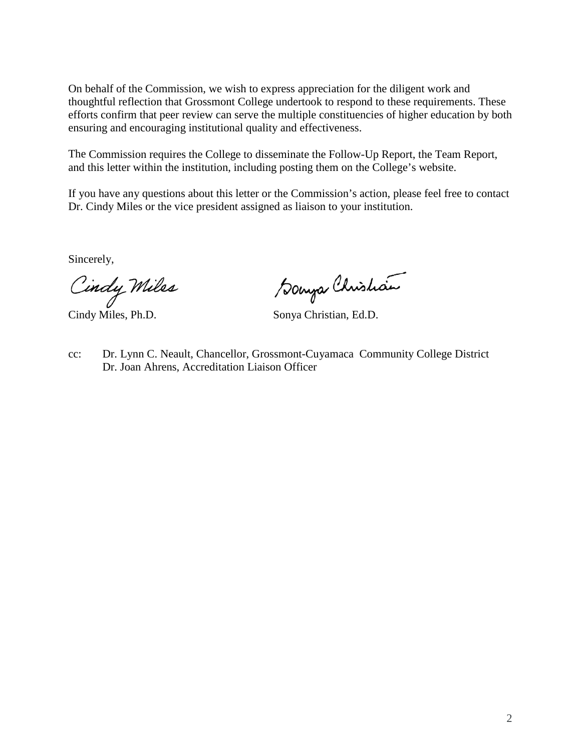On behalf of the Commission, we wish to express appreciation for the diligent work and thoughtful reflection that Grossmont College undertook to respond to these requirements. These efforts confirm that peer review can serve the multiple constituencies of higher education by both ensuring and encouraging institutional quality and effectiveness.

The Commission requires the College to disseminate the Follow-Up Report, the Team Report, and this letter within the institution, including posting them on the College's website.

If you have any questions about this letter or the Commission's action, please feel free to contact Dr. Cindy Miles or the vice president assigned as liaison to your institution.

Sincerely,

Cindy Miles, Ph.D.          Sonya Christian, Ed.D.

cc: Dr. Lynn C. Neault, Chancellor, Grossmont-Cuyamaca Community College District
Dr. Joan Ahrens, Accreditation Liaison Officer